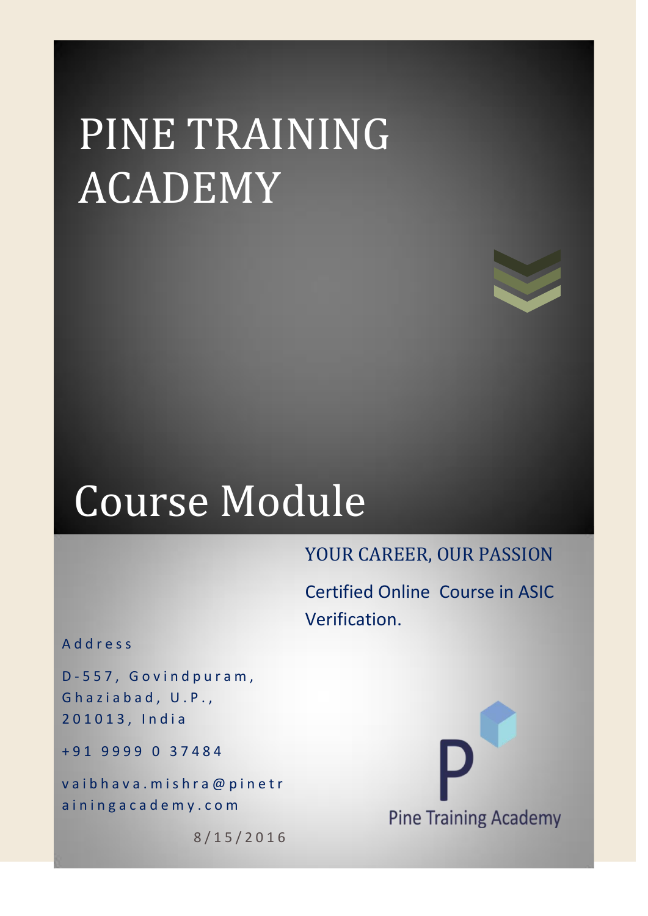# PINE TRAINING ACADEMY

# Course Module

YOUR CAREER, OUR PASSION

Certified Online Course in ASIC Verification.

Address

D-557, Govindpuram,
Ghaziabad, U.P.,
201013, India

+91 9999 0 37484

vaibhava.mishra@pinetrainingacademy.com

8/15/2016

Pine Training Academy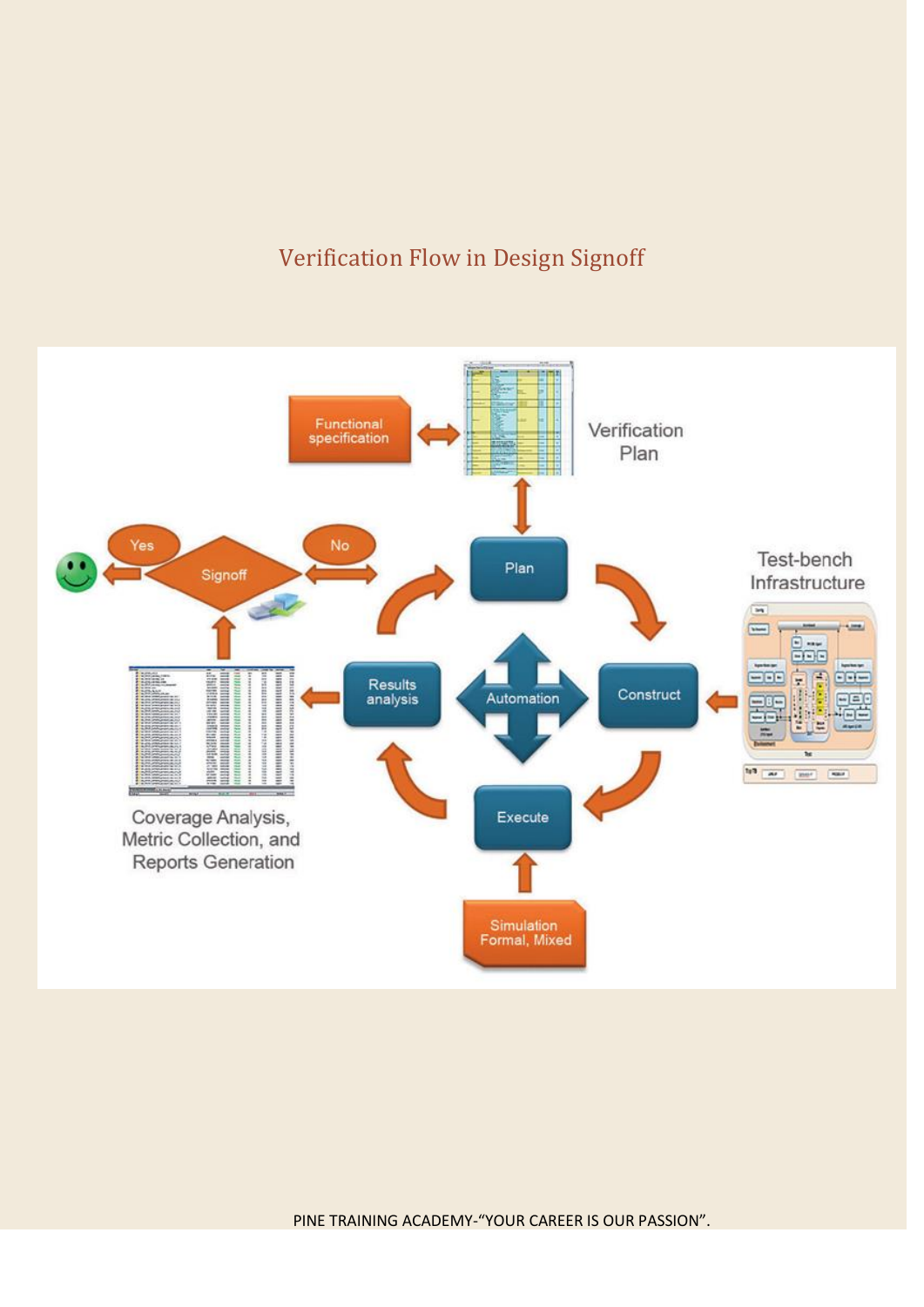# Verification Flow in Design Signoff

Functional specification

Verification Plan

Plan

Test-bench Infrastructure

Construct

Automation

Execute

Simulation Formal, Mixed

Results analysis

Coverage Analysis, Metric Collection, and Reports Generation

Signoff

Yes

No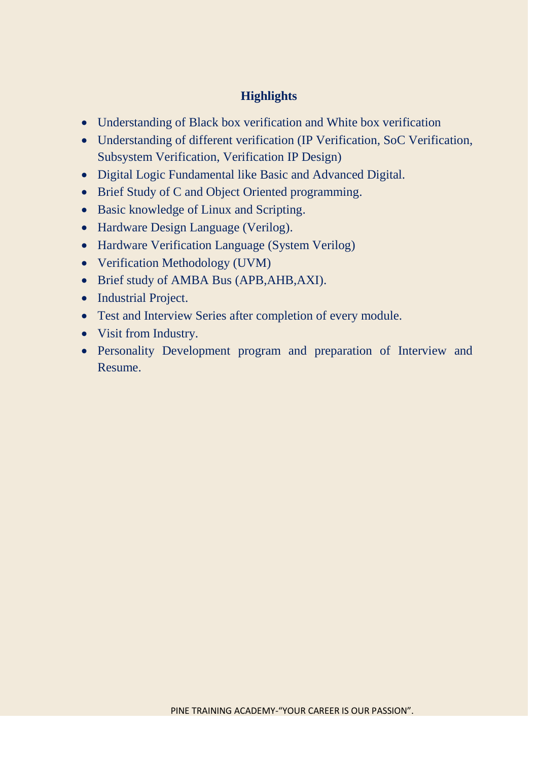## Highlights

- Understanding of Black box verification and White box verification
- Understanding of different verification (IP Verification, SoC Verification, Subsystem Verification, Verification IP Design)
- Digital Logic Fundamental like Basic and Advanced Digital.
- Brief Study of C and Object Oriented programming.
- Basic knowledge of Linux and Scripting.
- Hardware Design Language (Verilog).
- Hardware Verification Language (System Verilog)
- Verification Methodology (UVM)
- Brief study of AMBA Bus (APB,AHB,AXI).
- Industrial Project.
- Test and Interview Series after completion of every module.
- Visit from Industry.
- Personality Development program and preparation of Interview and Resume.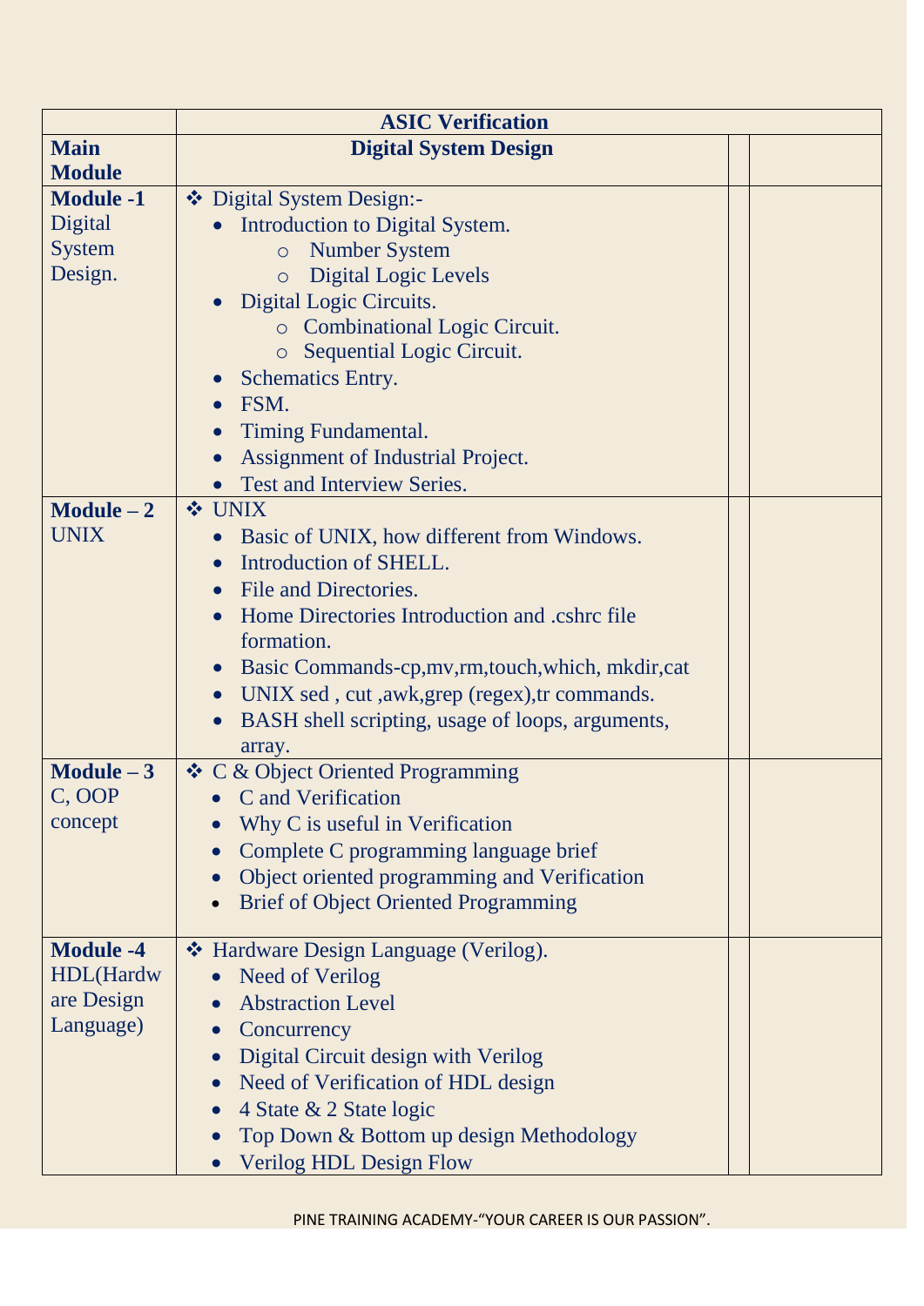| | ASIC Verification | | |
|---|---|---|---|
| **Main Module** | **Digital System Design** | | |
| **Module -1** Digital System Design. | ❖ Digital System Design:-<br>• Introduction to Digital System.<br>  ○ Number System<br>  ○ Digital Logic Levels<br>• Digital Logic Circuits.<br>  ○ Combinational Logic Circuit.<br>  ○ Sequential Logic Circuit.<br>• Schematics Entry.<br>• FSM.<br>• Timing Fundamental.<br>• Assignment of Industrial Project.<br>• Test and Interview Series. | | |
| **Module – 2** UNIX | ❖ UNIX<br>• Basic of UNIX, how different from Windows.<br>• Introduction of SHELL.<br>• File and Directories.<br>• Home Directories Introduction and .cshrc file formation.<br>• Basic Commands-cp,mv,rm,touch,which, mkdir,cat<br>• UNIX sed , cut ,awk,grep (regex),tr commands.<br>• BASH shell scripting, usage of loops, arguments, array. | | |
| **Module – 3** C, OOP concept | ❖ C & Object Oriented Programming<br>• C and Verification<br>• Why C is useful in Verification<br>• Complete C programming language brief<br>• Object oriented programming and Verification<br>• Brief of Object Oriented Programming | | |
| **Module -4** HDL(Hardware Design Language) | ❖ Hardware Design Language (Verilog).<br>• Need of Verilog<br>• Abstraction Level<br>• Concurrency<br>• Digital Circuit design with Verilog<br>• Need of Verification of HDL design<br>• 4 State & 2 State logic<br>• Top Down & Bottom up design Methodology<br>• Verilog HDL Design Flow | | |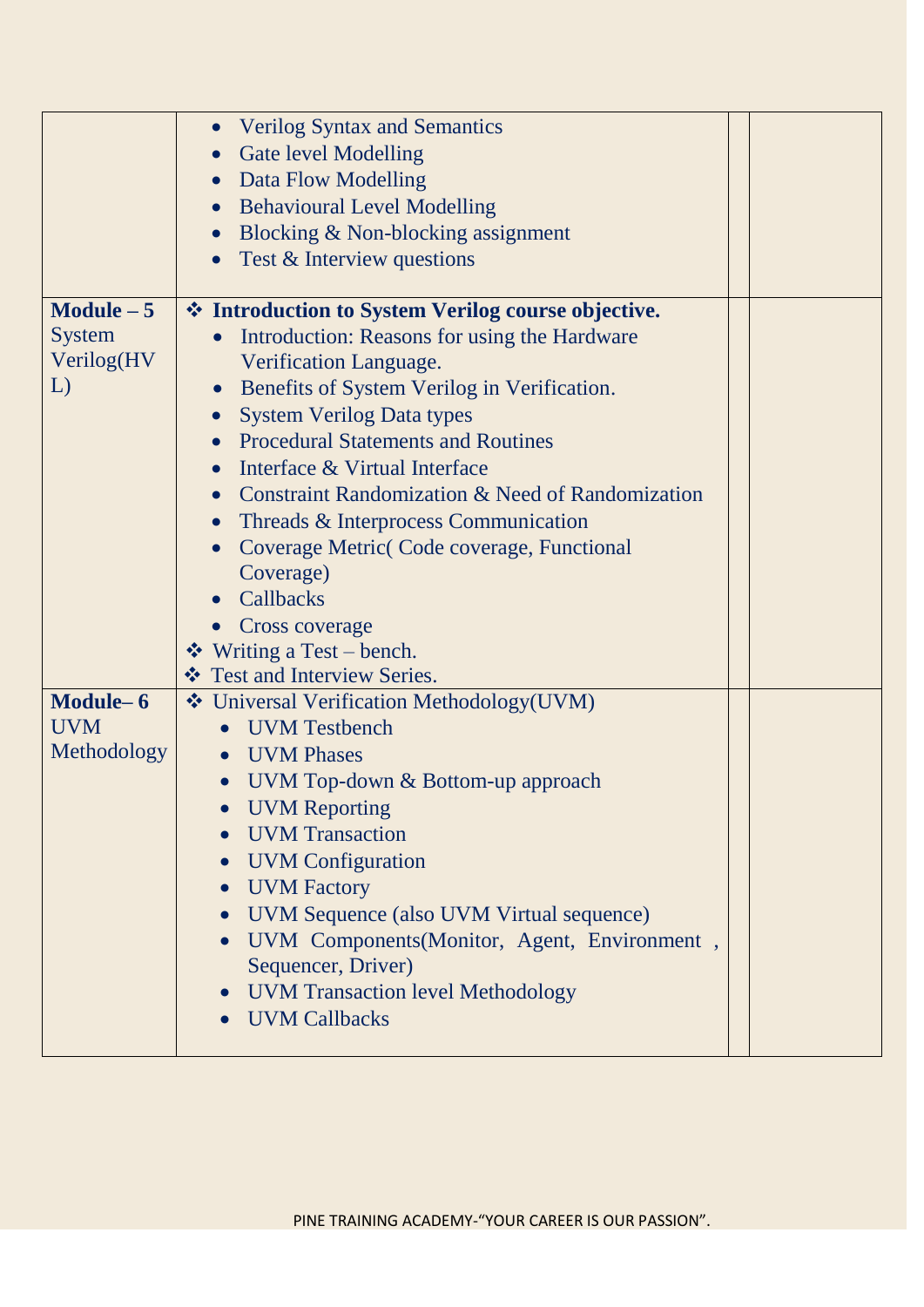| | | | |
|---|---|---|---|
| | • Verilog Syntax and Semantics<br>• Gate level Modelling<br>• Data Flow Modelling<br>• Behavioural Level Modelling<br>• Blocking & Non-blocking assignment<br>• Test & Interview questions | | |
| **Module – 5** System Verilog(HVL) | ❖ **Introduction to System Verilog course objective.**<br>• Introduction: Reasons for using the Hardware Verification Language.<br>• Benefits of System Verilog in Verification.<br>• System Verilog Data types<br>• Procedural Statements and Routines<br>• Interface & Virtual Interface<br>• Constraint Randomization & Need of Randomization<br>• Threads & Interprocess Communication<br>• Coverage Metric( Code coverage, Functional Coverage)<br>• Callbacks<br>• Cross coverage<br>❖ Writing a Test – bench.<br>❖ Test and Interview Series. | | |
| **Module– 6** UVM Methodology | ❖ Universal Verification Methodology(UVM)<br>• UVM Testbench<br>• UVM Phases<br>• UVM Top-down & Bottom-up approach<br>• UVM Reporting<br>• UVM Transaction<br>• UVM Configuration<br>• UVM Factory<br>• UVM Sequence (also UVM Virtual sequence)<br>• UVM Components(Monitor, Agent, Environment , Sequencer, Driver)<br>• UVM Transaction level Methodology<br>• UVM Callbacks | | |

PINE TRAINING ACADEMY-"YOUR CAREER IS OUR PASSION".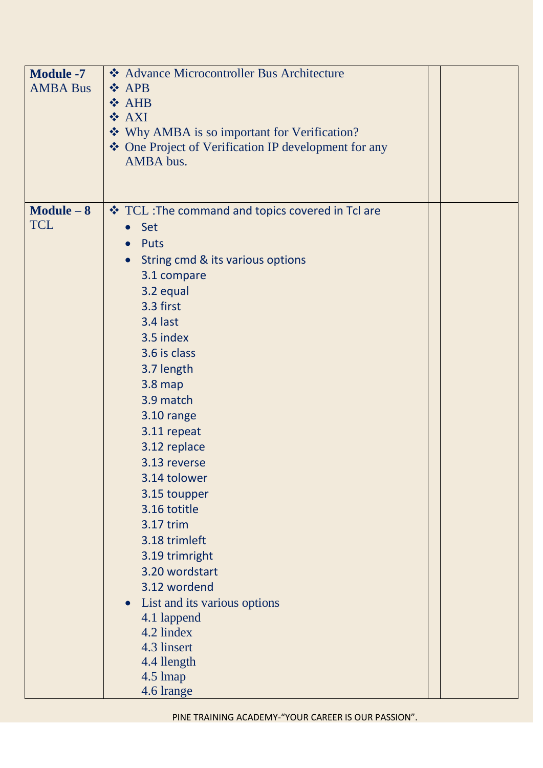| Module -7 AMBA Bus | ❖ Advance Microcontroller Bus Architecture<br>❖ APB<br>❖ AHB<br>❖ AXI<br>❖ Why AMBA is so important for Verification?<br>❖ One Project of Verification IP development for any AMBA bus. | | |
|---|---|---|---|
| Module – 8 TCL | ❖ TCL :The command and topics covered in Tcl are<br>• Set<br>• Puts<br>• String cmd & its various options<br>3.1 compare<br>3.2 equal<br>3.3 first<br>3.4 last<br>3.5 index<br>3.6 is class<br>3.7 length<br>3.8 map<br>3.9 match<br>3.10 range<br>3.11 repeat<br>3.12 replace<br>3.13 reverse<br>3.14 tolower<br>3.15 toupper<br>3.16 totitle<br>3.17 trim<br>3.18 trimleft<br>3.19 trimright<br>3.20 wordstart<br>3.12 wordend<br>• List and its various options<br>4.1 lappend<br>4.2 lindex<br>4.3 linsert<br>4.4 llength<br>4.5 lmap<br>4.6 lrange | | |

PINE TRAINING ACADEMY-"YOUR CAREER IS OUR PASSION".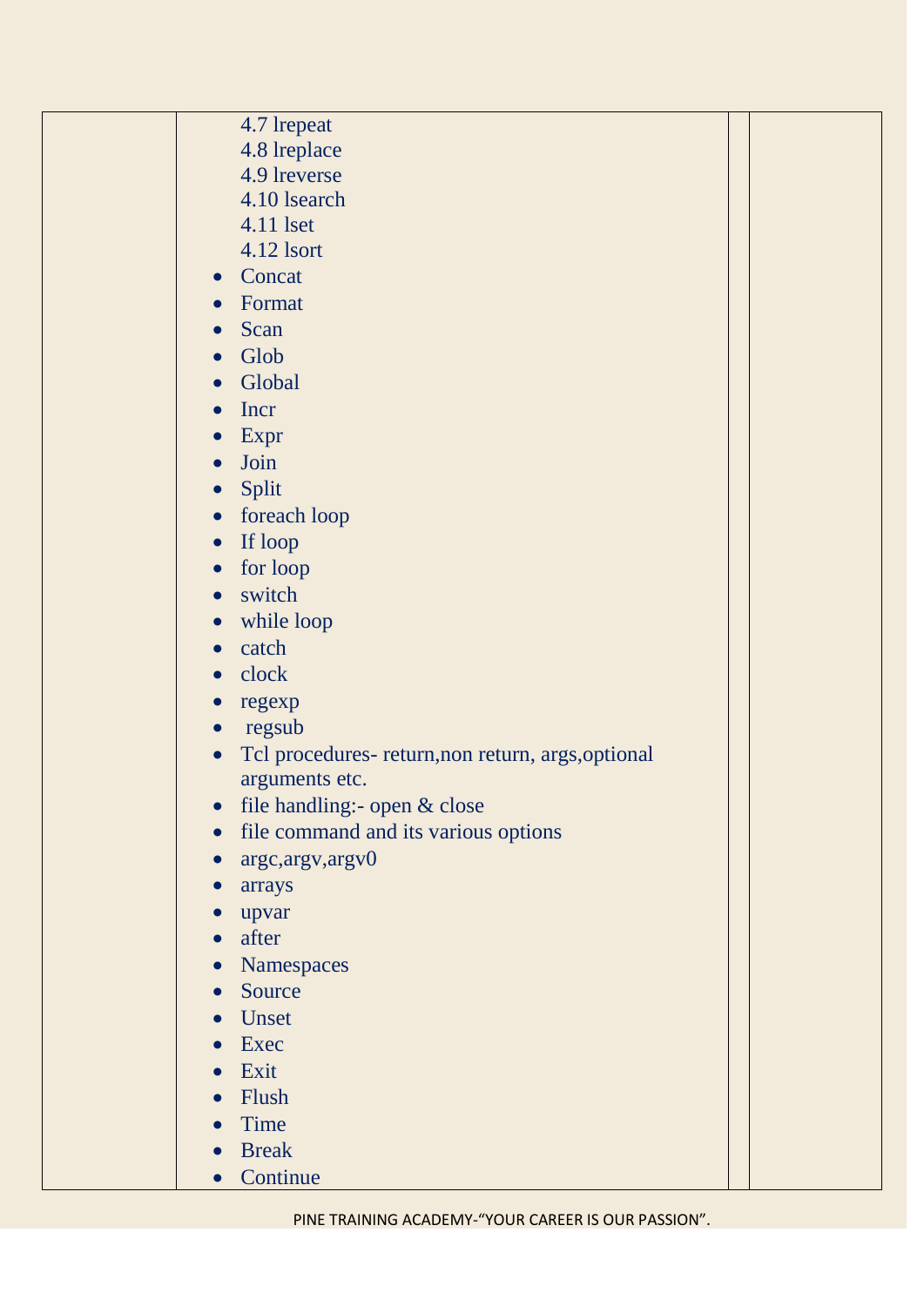| | | | |
|---|---|---|---|
| | 4.7 lrepeat<br>4.8 lreplace<br>4.9 lreverse<br>4.10 lsearch<br>4.11 lset<br>4.12 lsort<br>• Concat<br>• Format<br>• Scan<br>• Glob<br>• Global<br>• Incr<br>• Expr<br>• Join<br>• Split<br>• foreach loop<br>• If loop<br>• for loop<br>• switch<br>• while loop<br>• catch<br>• clock<br>• regexp<br>• regsub<br>• Tcl procedures- return,non return, args,optional arguments etc.<br>• file handling:- open & close<br>• file command and its various options<br>• argc,argv,argv0<br>• arrays<br>• upvar<br>• after<br>• Namespaces<br>• Source<br>• Unset<br>• Exec<br>• Exit<br>• Flush<br>• Time<br>• Break<br>• Continue | | |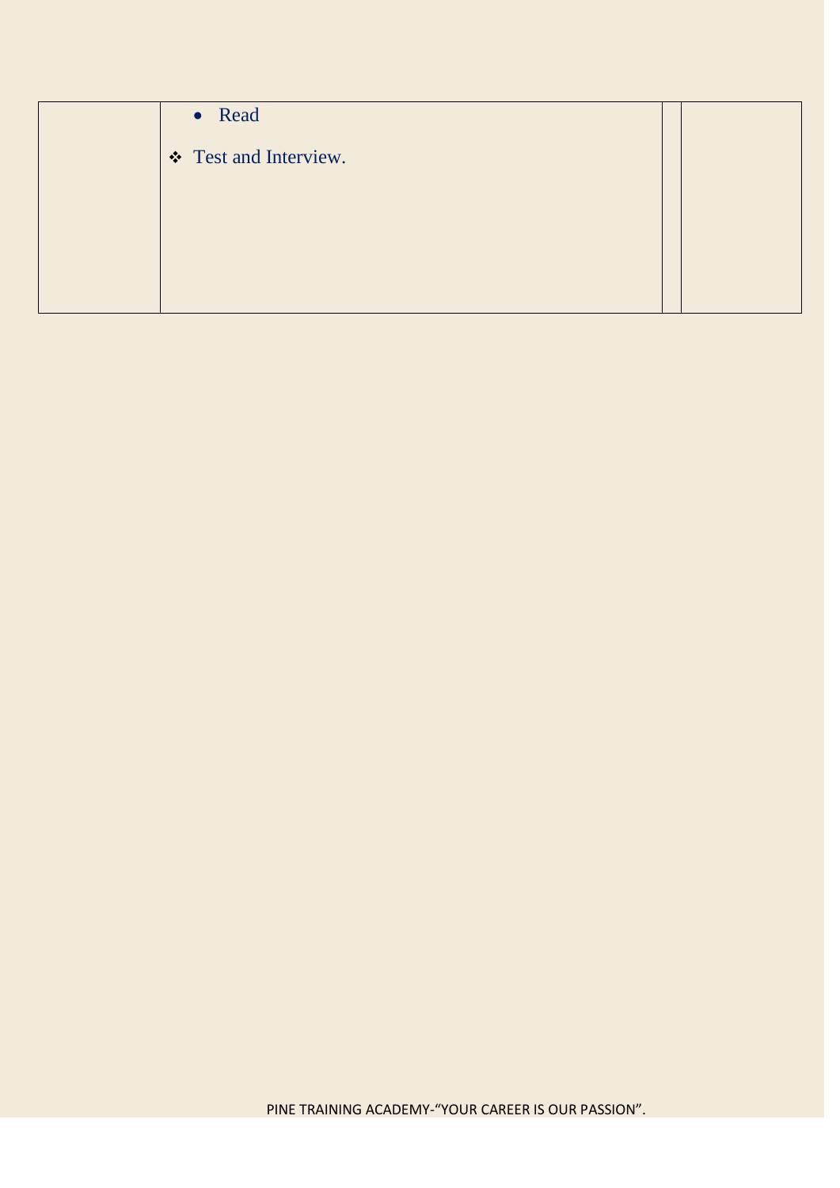| | | | |
|---|---|---|---|
| | • Read<br><br>❖ Test and Interview. | | |